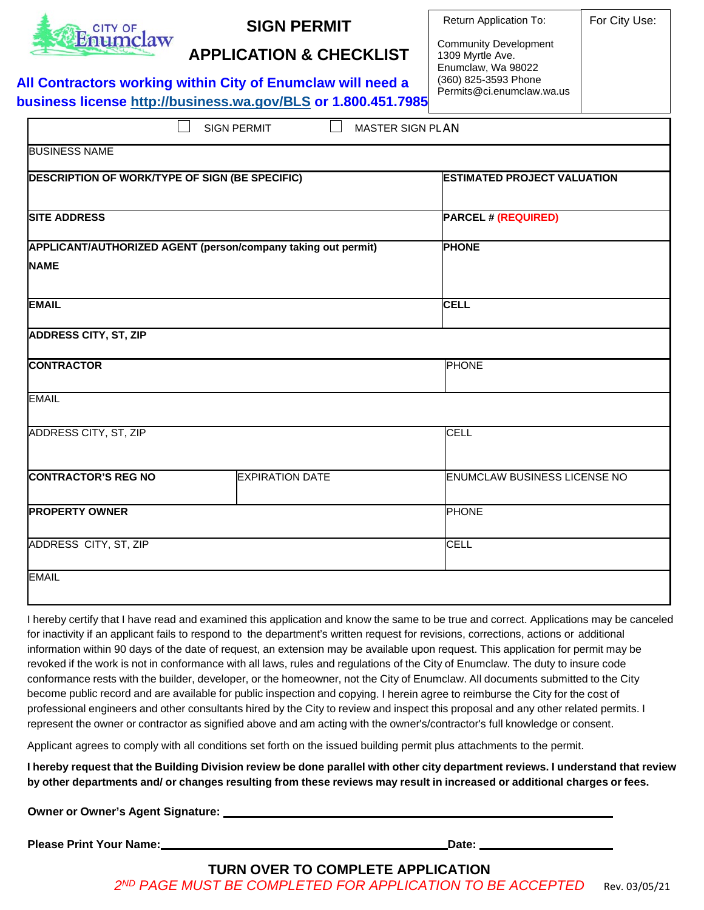# SIGN PERMIT

# APPLICATION & CHECKLIST

**All Contractors working within City of Enumclaw will need a business license http://business.wa.gov/BLS or 1.800.451.7985**

| Return Application To: | For City Use: |
|---|---|
| Community Development<br>1309 Myrtle Ave.<br>Enumclaw, Wa 98022<br>(360) 825-3593 Phone<br>Permits@ci.enumclaw.wa.us | |

☐ SIGN PERMIT ☐ MASTER SIGN PLAN

| | | |
|---|---|---|
| BUSINESS NAME | | |
| **DESCRIPTION OF WORK/TYPE OF SIGN (BE SPECIFIC)** | | **ESTIMATED PROJECT VALUATION** |
| **SITE ADDRESS** | | **PARCEL # (REQUIRED)** |
| **APPLICANT/AUTHORIZED AGENT (person/company taking out permit)**<br>**NAME** | | **PHONE** |
| **EMAIL** | | **CELL** |
| **ADDRESS CITY, ST, ZIP** | | |
| **CONTRACTOR** | | PHONE |
| EMAIL | | |
| ADDRESS CITY, ST, ZIP | | CELL |
| **CONTRACTOR'S REG NO** | EXPIRATION DATE | ENUMCLAW BUSINESS LICENSE NO |
| **PROPERTY OWNER** | | PHONE |
| ADDRESS CITY, ST, ZIP | | CELL |
| EMAIL | | |

I hereby certify that I have read and examined this application and know the same to be true and correct. Applications may be canceled for inactivity if an applicant fails to respond to the department's written request for revisions, corrections, actions or additional information within 90 days of the date of request, an extension may be available upon request. This application for permit may be revoked if the work is not in conformance with all laws, rules and regulations of the City of Enumclaw. The duty to insure code conformance rests with the builder, developer, or the homeowner, not the City of Enumclaw. All documents submitted to the City become public record and are available for public inspection and copying. I herein agree to reimburse the City for the cost of professional engineers and other consultants hired by the City to review and inspect this proposal and any other related permits. I represent the owner or contractor as signified above and am acting with the owner's/contractor's full knowledge or consent.

Applicant agrees to comply with all conditions set forth on the issued building permit plus attachments to the permit.

**I hereby request that the Building Division review be done parallel with other city department reviews. I understand that review by other departments and/ or changes resulting from these reviews may result in increased or additional charges or fees.**

**Owner or Owner's Agent Signature:** ______________________________

**Please Print Your Name:** ______________________ **Date:** ____________

**TURN OVER TO COMPLETE APPLICATION**

*2ND PAGE MUST BE COMPLETED FOR APPLICATION TO BE ACCEPTED*

Rev. 03/05/21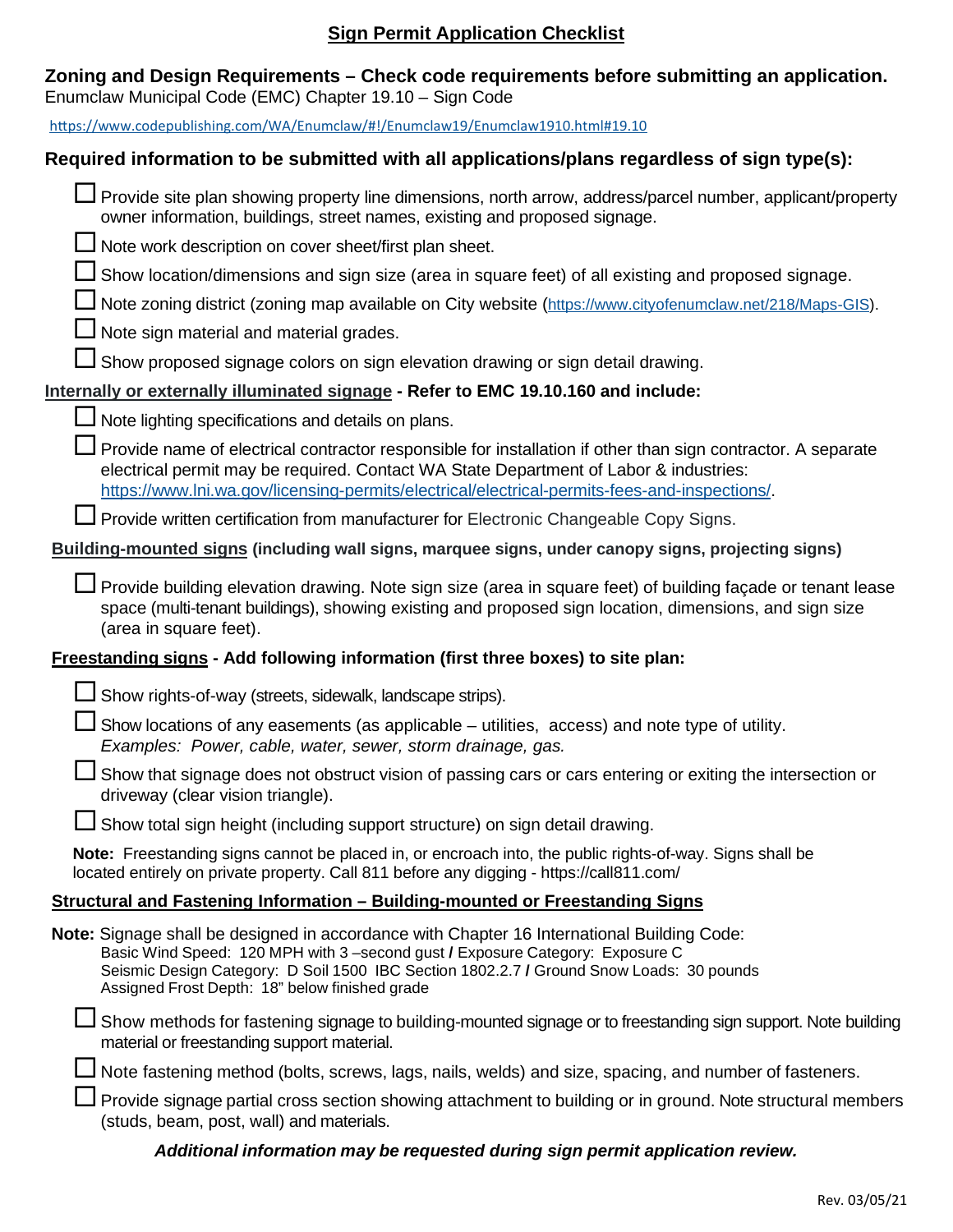# Sign Permit Application Checklist

**Zoning and Design Requirements – Check code requirements before submitting an application.**
Enumclaw Municipal Code (EMC) Chapter 19.10 – Sign Code

https://www.codepublishing.com/WA/Enumclaw/#!/Enumclaw19/Enumclaw1910.html#19.10

## Required information to be submitted with all applications/plans regardless of sign type(s):

- ☐ Provide site plan showing property line dimensions, north arrow, address/parcel number, applicant/property owner information, buildings, street names, existing and proposed signage.
- ☐ Note work description on cover sheet/first plan sheet.
- ☐ Show location/dimensions and sign size (area in square feet) of all existing and proposed signage.
- ☐ Note zoning district (zoning map available on City website (https://www.cityofenumclaw.net/218/Maps-GIS).
- ☐ Note sign material and material grades.
- ☐ Show proposed signage colors on sign elevation drawing or sign detail drawing.

**Internally or externally illuminated signage - Refer to EMC 19.10.160 and include:**

- ☐ Note lighting specifications and details on plans.
- ☐ Provide name of electrical contractor responsible for installation if other than sign contractor. A separate electrical permit may be required. Contact WA State Department of Labor & industries: https://www.lni.wa.gov/licensing-permits/electrical/electrical-permits-fees-and-inspections/.
- ☐ Provide written certification from manufacturer for Electronic Changeable Copy Signs.

**Building-mounted signs (including wall signs, marquee signs, under canopy signs, projecting signs)**

- ☐ Provide building elevation drawing. Note sign size (area in square feet) of building façade or tenant lease space (multi-tenant buildings), showing existing and proposed sign location, dimensions, and sign size (area in square feet).

**Freestanding signs - Add following information (first three boxes) to site plan:**

- ☐ Show rights-of-way (streets, sidewalk, landscape strips).
- ☐ Show locations of any easements (as applicable – utilities, access) and note type of utility. *Examples: Power, cable, water, sewer, storm drainage, gas.*
- ☐ Show that signage does not obstruct vision of passing cars or cars entering or exiting the intersection or driveway (clear vision triangle).
- ☐ Show total sign height (including support structure) on sign detail drawing.

**Note:** Freestanding signs cannot be placed in, or encroach into, the public rights-of-way. Signs shall be located entirely on private property. Call 811 before any digging - https://call811.com/

**Structural and Fastening Information – Building-mounted or Freestanding Signs**

**Note:** Signage shall be designed in accordance with Chapter 16 International Building Code:
Basic Wind Speed: 120 MPH with 3 –second gust **/** Exposure Category: Exposure C
Seismic Design Category: D Soil 1500 IBC Section 1802.2.7 **/** Ground Snow Loads: 30 pounds
Assigned Frost Depth: 18" below finished grade

- ☐ Show methods for fastening signage to building-mounted signage or to freestanding sign support. Note building material or freestanding support material.
- ☐ Note fastening method (bolts, screws, lags, nails, welds) and size, spacing, and number of fasteners.
- ☐ Provide signage partial cross section showing attachment to building or in ground. Note structural members (studs, beam, post, wall) and materials.

***Additional information may be requested during sign permit application review.***

Rev. 03/05/21